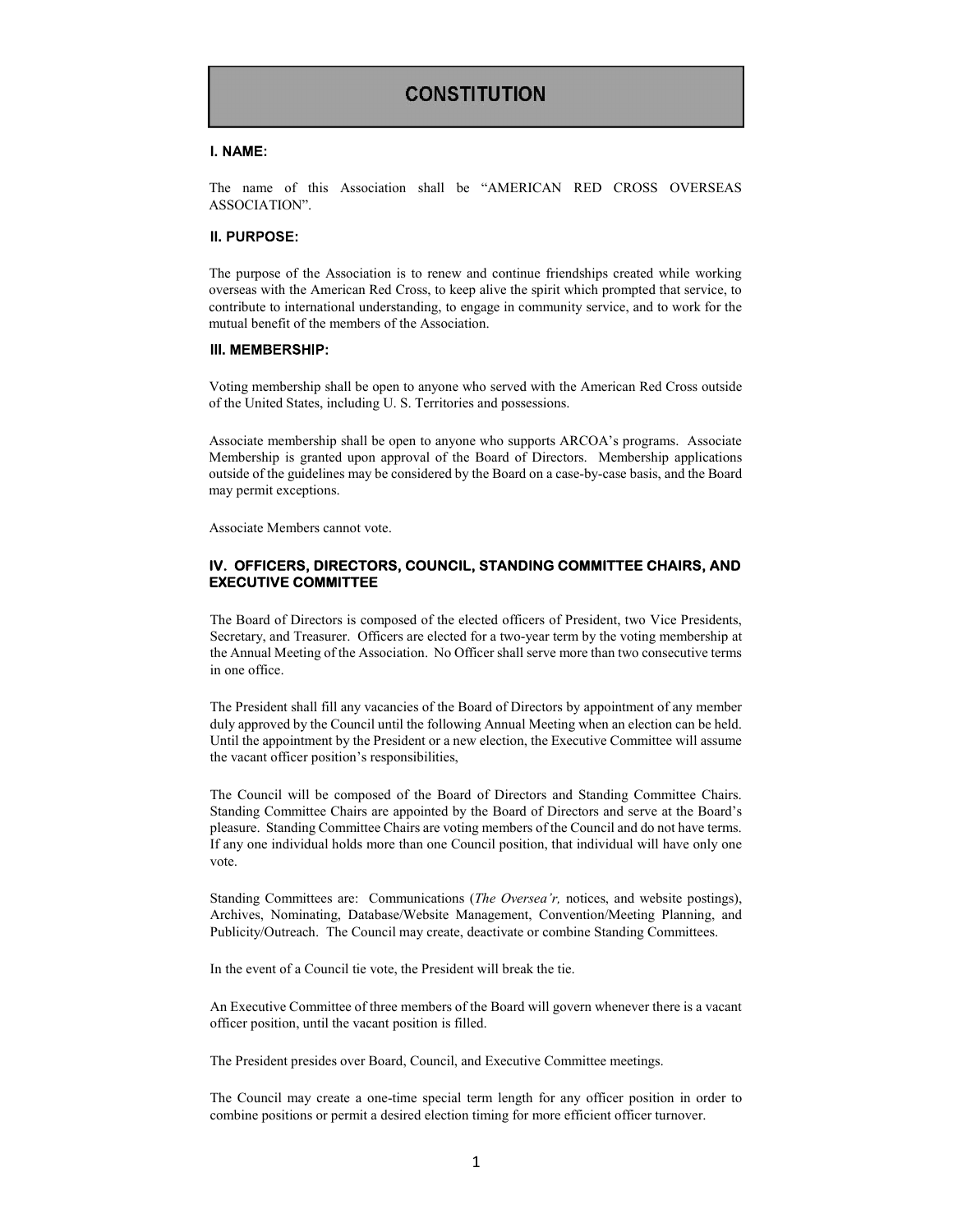# CONSTITUTION

## I. NAME:

The name of this Association shall be "AMERICAN RED CROSS OVERSEAS ASSOCIATION".

## II. PURPOSE:

The purpose of the Association is to renew and continue friendships created while working overseas with the American Red Cross, to keep alive the spirit which prompted that service, to contribute to international understanding, to engage in community service, and to work for the mutual benefit of the members of the Association.

## III. MEMBERSHIP:

Voting membership shall be open to anyone who served with the American Red Cross outside of the United States, including U. S. Territories and possessions.

Associate membership shall be open to anyone who supports ARCOA's programs. Associate Membership is granted upon approval of the Board of Directors. Membership applications outside of the guidelines may be considered by the Board on a case-by-case basis, and the Board may permit exceptions.

Associate Members cannot vote.

## IV. OFFICERS, DIRECTORS, COUNCIL, STANDING COMMITTEE CHAIRS, AND EXECUTIVE COMMITTEE

The Board of Directors is composed of the elected officers of President, two Vice Presidents, Secretary, and Treasurer. Officers are elected for a two-year term by the voting membership at the Annual Meeting of the Association. No Officer shall serve more than two consecutive terms in one office.

The President shall fill any vacancies of the Board of Directors by appointment of any member duly approved by the Council until the following Annual Meeting when an election can be held. Until the appointment by the President or a new election, the Executive Committee will assume the vacant officer position's responsibilities,

The Council will be composed of the Board of Directors and Standing Committee Chairs. Standing Committee Chairs are appointed by the Board of Directors and serve at the Board's pleasure. Standing Committee Chairs are voting members of the Council and do not have terms. If any one individual holds more than one Council position, that individual will have only one vote.

Standing Committees are: Communications (*The Oversea'r,* notices, and website postings), Archives, Nominating, Database/Website Management, Convention/Meeting Planning, and Publicity/Outreach. The Council may create, deactivate or combine Standing Committees.

In the event of a Council tie vote, the President will break the tie.

An Executive Committee of three members of the Board will govern whenever there is a vacant officer position, until the vacant position is filled.

The President presides over Board, Council, and Executive Committee meetings.

The Council may create a one-time special term length for any officer position in order to combine positions or permit a desired election timing for more efficient officer turnover.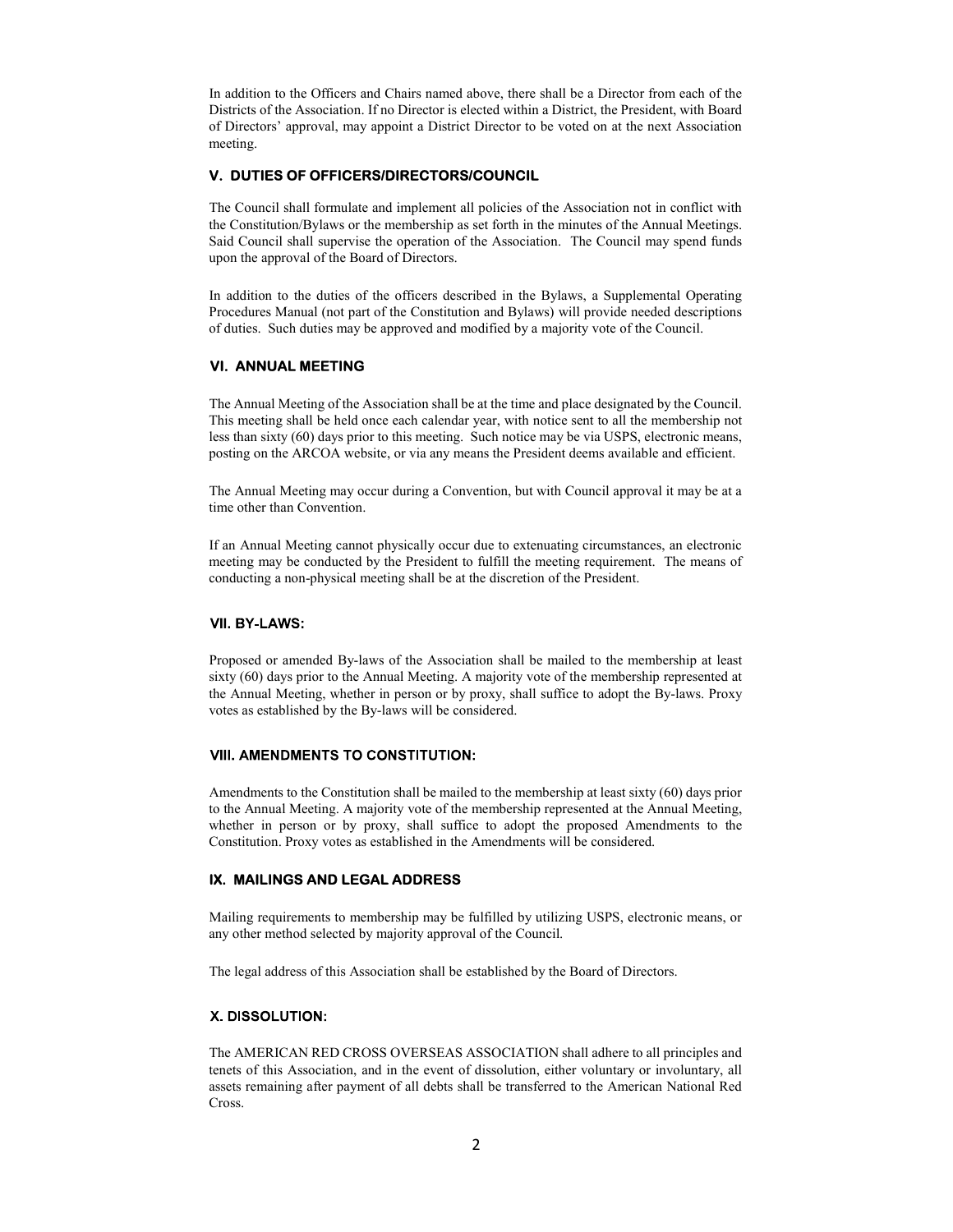In addition to the Officers and Chairs named above, there shall be a Director from each of the Districts of the Association. If no Director is elected within a District, the President, with Board of Directors' approval, may appoint a District Director to be voted on at the next Association meeting.

## V. DUTIES OF OFFICERS/DIRECTORS/COUNCIL

The Council shall formulate and implement all policies of the Association not in conflict with the Constitution/Bylaws or the membership as set forth in the minutes of the Annual Meetings. Said Council shall supervise the operation of the Association. The Council may spend funds upon the approval of the Board of Directors.

In addition to the duties of the officers described in the Bylaws, a Supplemental Operating Procedures Manual (not part of the Constitution and Bylaws) will provide needed descriptions of duties. Such duties may be approved and modified by a majority vote of the Council.

## VI. ANNUAL MEETING

The Annual Meeting of the Association shall be at the time and place designated by the Council. This meeting shall be held once each calendar year, with notice sent to all the membership not less than sixty (60) days prior to this meeting. Such notice may be via USPS, electronic means, posting on the ARCOA website, or via any means the President deems available and efficient.

The Annual Meeting may occur during a Convention, but with Council approval it may be at a time other than Convention.

If an Annual Meeting cannot physically occur due to extenuating circumstances, an electronic meeting may be conducted by the President to fulfill the meeting requirement. The means of conducting a non-physical meeting shall be at the discretion of the President.

## VII. BY-LAWS:

Proposed or amended By-laws of the Association shall be mailed to the membership at least sixty (60) days prior to the Annual Meeting. A majority vote of the membership represented at the Annual Meeting, whether in person or by proxy, shall suffice to adopt the By-laws. Proxy votes as established by the By-laws will be considered.

## VIII. AMENDMENTS TO CONSTITUTION:

Amendments to the Constitution shall be mailed to the membership at least sixty (60) days prior to the Annual Meeting. A majority vote of the membership represented at the Annual Meeting, whether in person or by proxy, shall suffice to adopt the proposed Amendments to the Constitution. Proxy votes as established in the Amendments will be considered.

## IX. MAILINGS AND LEGAL ADDRESS

Mailing requirements to membership may be fulfilled by utilizing USPS, electronic means, or any other method selected by majority approval of the Council.

The legal address of this Association shall be established by the Board of Directors.

## X. DISSOLUTION:

The AMERICAN RED CROSS OVERSEAS ASSOCIATION shall adhere to all principles and tenets of this Association, and in the event of dissolution, either voluntary or involuntary, all assets remaining after payment of all debts shall be transferred to the American National Red Cross.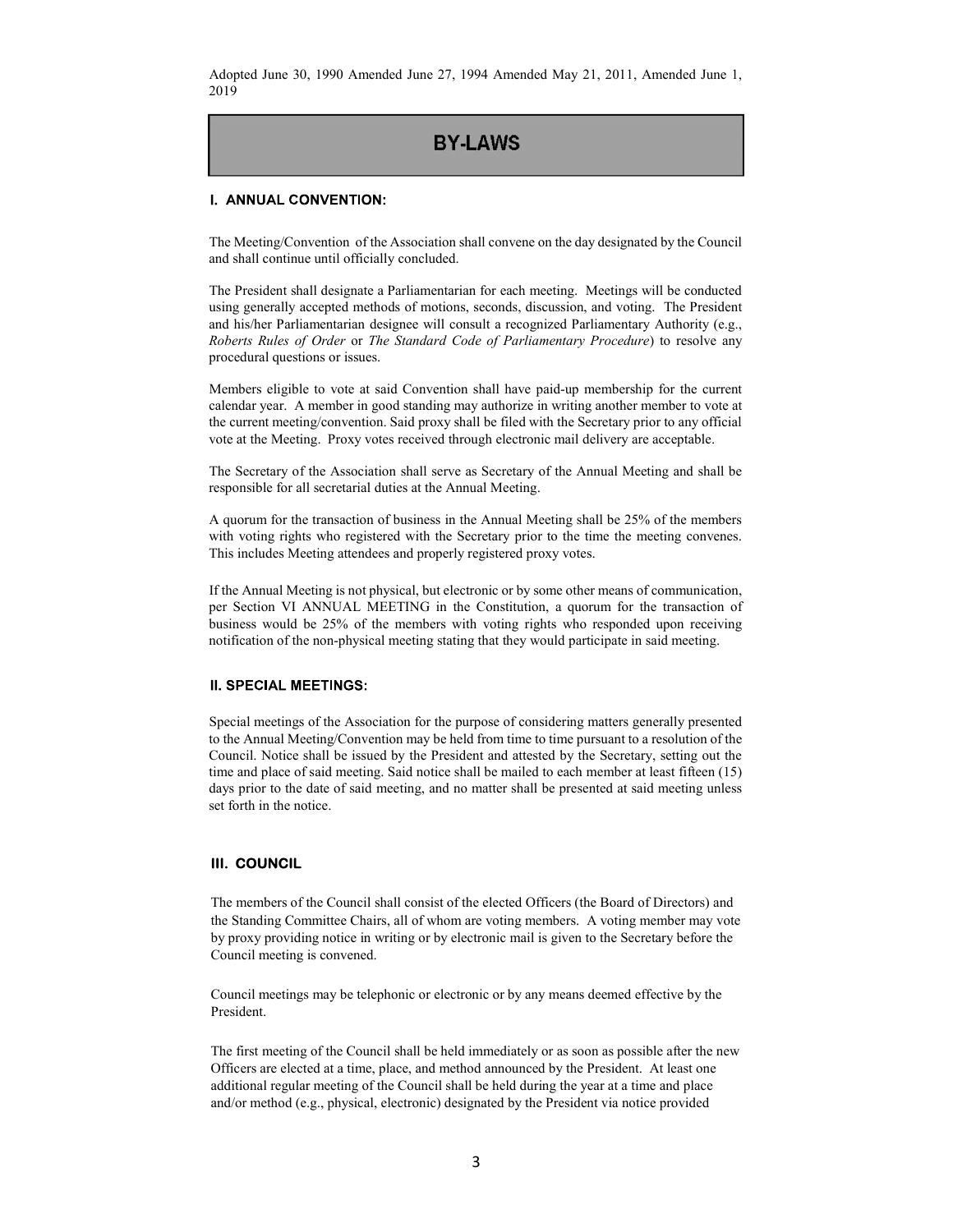Adopted June 30, 1990 Amended June 27, 1994 Amended May 21, 2011, Amended June 1, 2019

# BY-LAWS

## I. ANNUAL CONVENTION:

The Meeting/Convention of the Association shall convene on the day designated by the Council and shall continue until officially concluded.

The President shall designate a Parliamentarian for each meeting. Meetings will be conducted using generally accepted methods of motions, seconds, discussion, and voting. The President and his/her Parliamentarian designee will consult a recognized Parliamentary Authority (e.g., *Roberts Rules of Order* or *The Standard Code of Parliamentary Procedure*) to resolve any procedural questions or issues.

Members eligible to vote at said Convention shall have paid-up membership for the current calendar year. A member in good standing may authorize in writing another member to vote at the current meeting/convention. Said proxy shall be filed with the Secretary prior to any official vote at the Meeting. Proxy votes received through electronic mail delivery are acceptable.

The Secretary of the Association shall serve as Secretary of the Annual Meeting and shall be responsible for all secretarial duties at the Annual Meeting.

A quorum for the transaction of business in the Annual Meeting shall be 25% of the members with voting rights who registered with the Secretary prior to the time the meeting convenes. This includes Meeting attendees and properly registered proxy votes.

If the Annual Meeting is not physical, but electronic or by some other means of communication, per Section VI ANNUAL MEETING in the Constitution, a quorum for the transaction of business would be 25% of the members with voting rights who responded upon receiving notification of the non-physical meeting stating that they would participate in said meeting.

## II. SPECIAL MEETINGS:

Special meetings of the Association for the purpose of considering matters generally presented to the Annual Meeting/Convention may be held from time to time pursuant to a resolution of the Council. Notice shall be issued by the President and attested by the Secretary, setting out the time and place of said meeting. Said notice shall be mailed to each member at least fifteen (15) days prior to the date of said meeting, and no matter shall be presented at said meeting unless set forth in the notice.

## III. COUNCIL

The members of the Council shall consist of the elected Officers (the Board of Directors) and the Standing Committee Chairs, all of whom are voting members. A voting member may vote by proxy providing notice in writing or by electronic mail is given to the Secretary before the Council meeting is convened.

Council meetings may be telephonic or electronic or by any means deemed effective by the President.

The first meeting of the Council shall be held immediately or as soon as possible after the new Officers are elected at a time, place, and method announced by the President. At least one additional regular meeting of the Council shall be held during the year at a time and place and/or method (e.g., physical, electronic) designated by the President via notice provided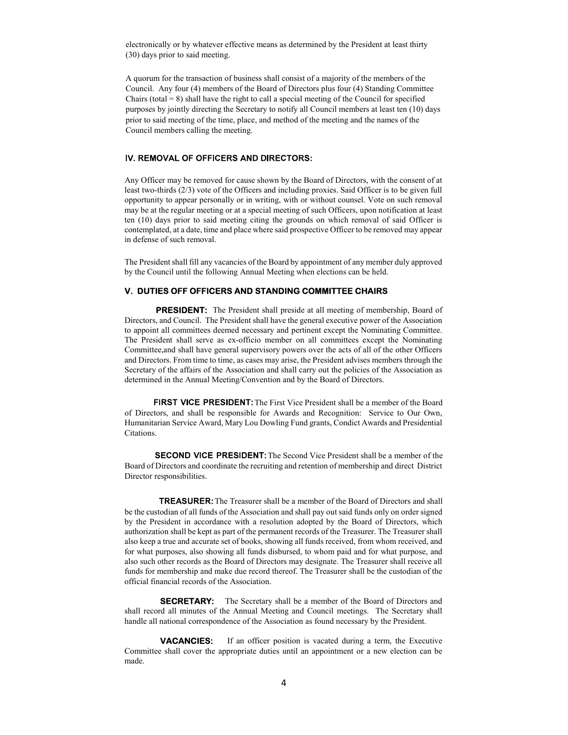electronically or by whatever effective means as determined by the President at least thirty (30) days prior to said meeting.

A quorum for the transaction of business shall consist of a majority of the members of the Council. Any four (4) members of the Board of Directors plus four (4) Standing Committee Chairs (total = 8) shall have the right to call a special meeting of the Council for specified purposes by jointly directing the Secretary to notify all Council members at least ten (10) days prior to said meeting of the time, place, and method of the meeting and the names of the Council members calling the meeting.

## IV. REMOVAL OF OFFICERS AND DIRECTORS:

Any Officer may be removed for cause shown by the Board of Directors, with the consent of at least two-thirds (2/3) vote of the Officers and including proxies. Said Officer is to be given full opportunity to appear personally or in writing, with or without counsel. Vote on such removal may be at the regular meeting or at a special meeting of such Officers, upon notification at least ten (10) days prior to said meeting citing the grounds on which removal of said Officer is contemplated, at a date, time and place where said prospective Officer to be removed may appear in defense of such removal.

The President shall fill any vacancies of the Board by appointment of any member duly approved by the Council until the following Annual Meeting when elections can be held.

## V. DUTIES OFF OFFICERS AND STANDING COMMITTEE CHAIRS

**PRESIDENT:** The President shall preside at all meeting of membership, Board of Directors, and Council. The President shall have the general executive power of the Association to appoint all committees deemed necessary and pertinent except the Nominating Committee. The President shall serve as ex-officio member on all committees except the Nominating Committee,and shall have general supervisory powers over the acts of all of the other Officers and Directors. From time to time, as cases may arise, the President advises members through the Secretary of the affairs of the Association and shall carry out the policies of the Association as determined in the Annual Meeting/Convention and by the Board of Directors.

**FIRST VICE PRESIDENT:** The First Vice President shall be a member of the Board of Directors, and shall be responsible for Awards and Recognition: Service to Our Own, Humanitarian Service Award, Mary Lou Dowling Fund grants, Condict Awards and Presidential Citations.

**SECOND VICE PRESIDENT:** The Second Vice President shall be a member of the Board of Directors and coordinate the recruiting and retention of membership and direct District Director responsibilities.

**TREASURER:** The Treasurer shall be a member of the Board of Directors and shall be the custodian of all funds of the Association and shall pay out said funds only on order signed by the President in accordance with a resolution adopted by the Board of Directors, which authorization shall be kept as part of the permanent records of the Treasurer. The Treasurer shall also keep a true and accurate set of books, showing all funds received, from whom received, and for what purposes, also showing all funds disbursed, to whom paid and for what purpose, and also such other records as the Board of Directors may designate. The Treasurer shall receive all funds for membership and make due record thereof. The Treasurer shall be the custodian of the official financial records of the Association.

**SECRETARY:** The Secretary shall be a member of the Board of Directors and shall record all minutes of the Annual Meeting and Council meetings. The Secretary shall handle all national correspondence of the Association as found necessary by the President.

**VACANCIES:** If an officer position is vacated during a term, the Executive Committee shall cover the appropriate duties until an appointment or a new election can be made.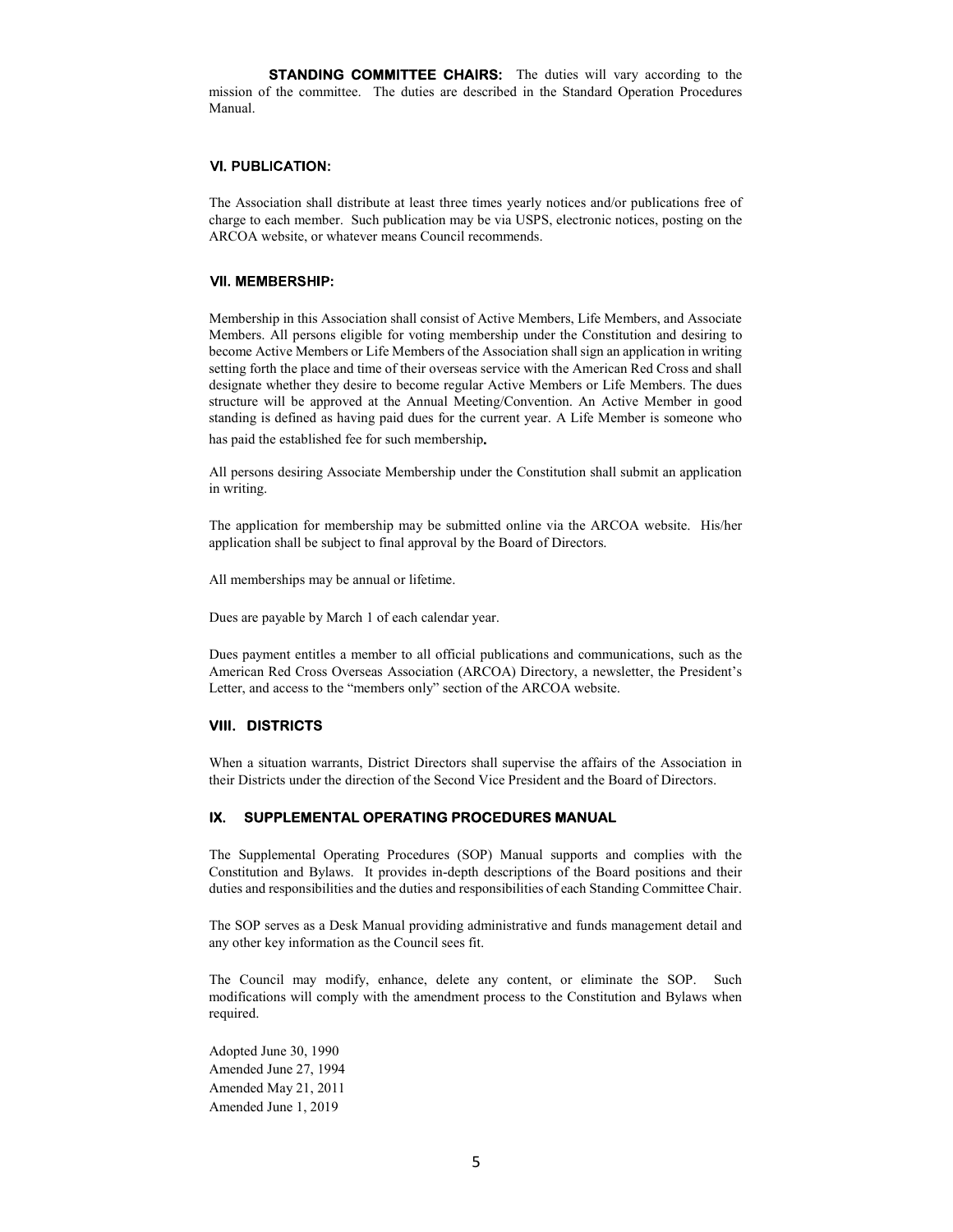**STANDING COMMITTEE CHAIRS:** The duties will vary according to the mission of the committee. The duties are described in the Standard Operation Procedures Manual.

## VI. PUBLICATION:

The Association shall distribute at least three times yearly notices and/or publications free of charge to each member. Such publication may be via USPS, electronic notices, posting on the ARCOA website, or whatever means Council recommends.

## VII. MEMBERSHIP:

Membership in this Association shall consist of Active Members, Life Members, and Associate Members. All persons eligible for voting membership under the Constitution and desiring to become Active Members or Life Members of the Association shall sign an application in writing setting forth the place and time of their overseas service with the American Red Cross and shall designate whether they desire to become regular Active Members or Life Members. The dues structure will be approved at the Annual Meeting/Convention. An Active Member in good standing is defined as having paid dues for the current year. A Life Member is someone who has paid the established fee for such membership**.**

All persons desiring Associate Membership under the Constitution shall submit an application in writing.

The application for membership may be submitted online via the ARCOA website. His/her application shall be subject to final approval by the Board of Directors.

All memberships may be annual or lifetime.

Dues are payable by March 1 of each calendar year.

Dues payment entitles a member to all official publications and communications, such as the American Red Cross Overseas Association (ARCOA) Directory, a newsletter, the President's Letter, and access to the "members only" section of the ARCOA website.

## VIII. DISTRICTS

When a situation warrants, District Directors shall supervise the affairs of the Association in their Districts under the direction of the Second Vice President and the Board of Directors.

## IX. SUPPLEMENTAL OPERATING PROCEDURES MANUAL

The Supplemental Operating Procedures (SOP) Manual supports and complies with the Constitution and Bylaws. It provides in-depth descriptions of the Board positions and their duties and responsibilities and the duties and responsibilities of each Standing Committee Chair.

The SOP serves as a Desk Manual providing administrative and funds management detail and any other key information as the Council sees fit.

The Council may modify, enhance, delete any content, or eliminate the SOP. Such modifications will comply with the amendment process to the Constitution and Bylaws when required.

Adopted June 30, 1990
Amended June 27, 1994
Amended May 21, 2011
Amended June 1, 2019